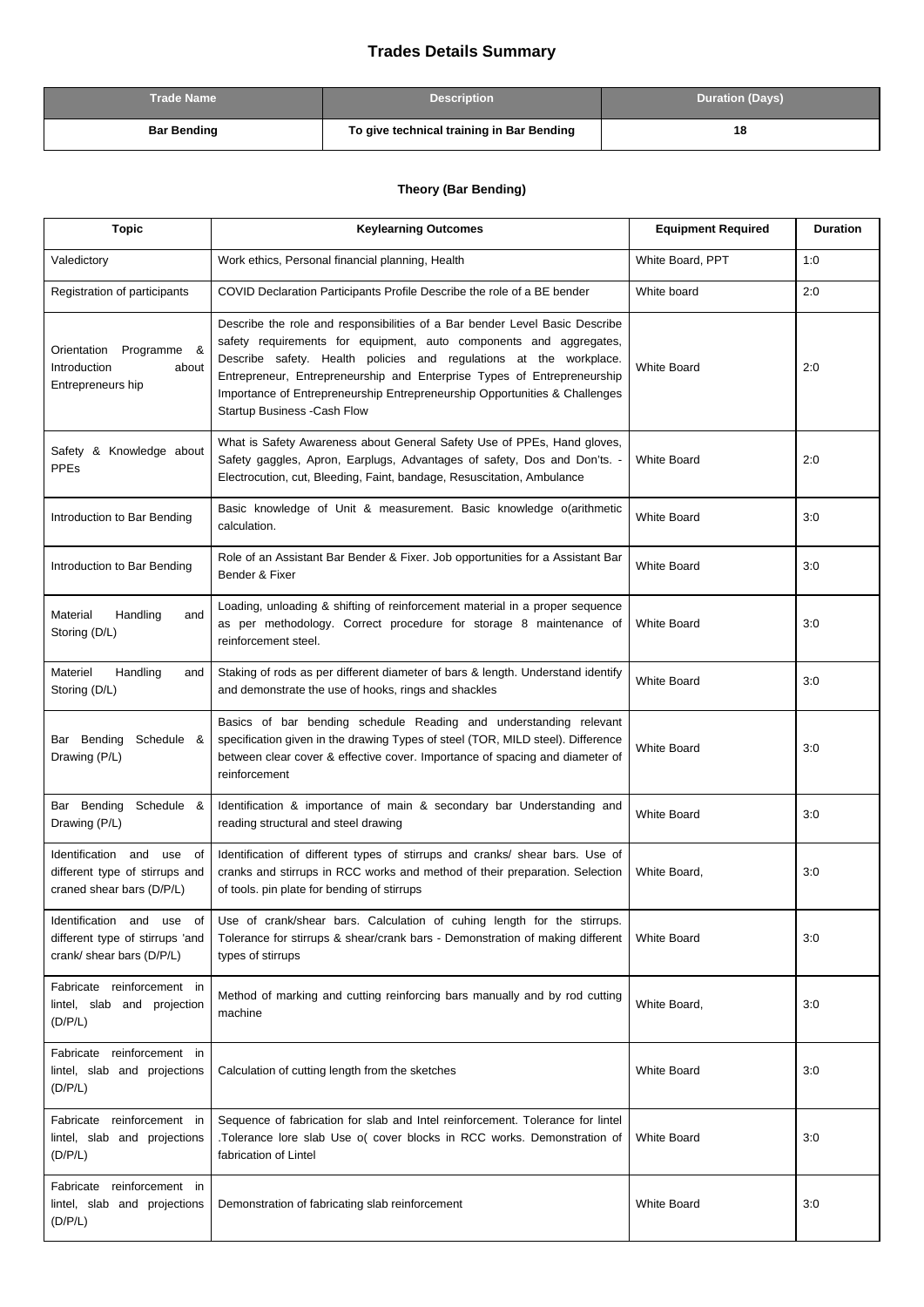# Trades Details Summary

| Trade Name | Description | Duration (Days) |
|---|---|---|
| **Bar Bending** | **To give technical training in Bar Bending** | **18** |

### Theory (Bar Bending)

| Topic | Keylearning Outcomes | Equipment Required | Duration |
|---|---|---|---|
| Valedictory | Work ethics, Personal financial planning, Health | White Board, PPT | 1:0 |
| Registration of participants | COVID Declaration Participants Profile Describe the role of a BE bender | White board | 2:0 |
| Orientation Programme & Introduction about Entrepreneurs hip | Describe the role and responsibilities of a Bar bender Level Basic Describe safety requirements for equipment, auto components and aggregates, Describe safety. Health policies and regulations at the workplace. Entrepreneur, Entrepreneurship and Enterprise Types of Entrepreneurship Importance of Entrepreneurship Entrepreneurship Opportunities & Challenges Startup Business -Cash Flow | White Board | 2:0 |
| Safety & Knowledge about PPEs | What is Safety Awareness about General Safety Use of PPEs, Hand gloves, Safety gaggles, Apron, Earplugs, Advantages of safety, Dos and Don'ts. - Electrocution, cut, Bleeding, Faint, bandage, Resuscitation, Ambulance | White Board | 2:0 |
| Introduction to Bar Bending | Basic knowledge of Unit & measurement. Basic knowledge o(arithmetic calculation. | White Board | 3:0 |
| Introduction to Bar Bending | Role of an Assistant Bar Bender & Fixer. Job opportunities for a Assistant Bar Bender & Fixer | White Board | 3:0 |
| Material Handling and Storing (D/L) | Loading, unloading & shifting of reinforcement material in a proper sequence as per methodology. Correct procedure for storage 8 maintenance of reinforcement steel. | White Board | 3:0 |
| Materiel Handling and Storing (D/L) | Staking of rods as per different diameter of bars & length. Understand identify and demonstrate the use of hooks, rings and shackles | White Board | 3:0 |
| Bar Bending Schedule & Drawing (P/L) | Basics of bar bending schedule Reading and understanding relevant specification given in the drawing Types of steel (TOR, MILD steel). Difference between clear cover & effective cover. Importance of spacing and diameter of reinforcement | White Board | 3:0 |
| Bar Bending Schedule & Drawing (P/L) | Identification & importance of main & secondary bar Understanding and reading structural and steel drawing | White Board | 3:0 |
| Identification and use of different type of stirrups and craned shear bars (D/P/L) | Identification of different types of stirrups and cranks/ shear bars. Use of cranks and stirrups in RCC works and method of their preparation. Selection of tools. pin plate for bending of stirrups | White Board, | 3:0 |
| Identification and use of different type of stirrups 'and crank/ shear bars (D/P/L) | Use of crank/shear bars. Calculation of cuhing length for the stirrups. Tolerance for stirrups & shear/crank bars - Demonstration of making different types of stirrups | White Board | 3:0 |
| Fabricate reinforcement in lintel, slab and projection (D/P/L) | Method of marking and cutting reinforcing bars manually and by rod cutting machine | White Board, | 3:0 |
| Fabricate reinforcement in lintel, slab and projections (D/P/L) | Calculation of cutting length from the sketches | White Board | 3:0 |
| Fabricate reinforcement in lintel, slab and projections (D/P/L) | Sequence of fabrication for slab and Intel reinforcement. Tolerance for lintel .Tolerance lore slab Use o( cover blocks in RCC works. Demonstration of fabrication of Lintel | White Board | 3:0 |
| Fabricate reinforcement in lintel, slab and projections (D/P/L) | Demonstration of fabricating slab reinforcement | White Board | 3:0 |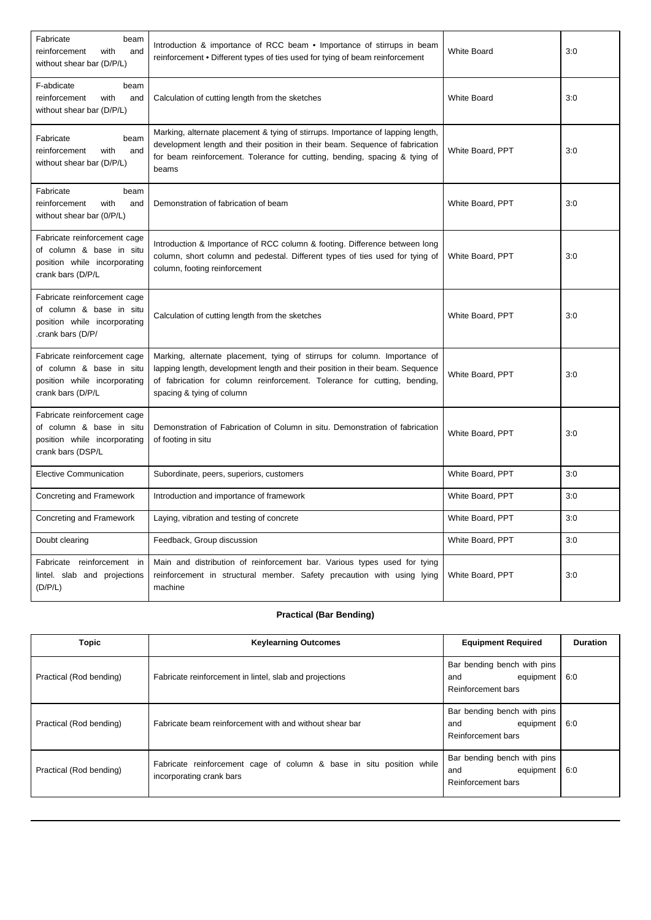| | | | |
|---|---|---|---|
| Fabricate beam reinforcement with and without shear bar (D/P/L) | Introduction & importance of RCC beam • Importance of stirrups in beam reinforcement • Different types of ties used for tying of beam reinforcement | White Board | 3:0 |
| F-abdicate beam reinforcement with and without shear bar (D/P/L) | Calculation of cutting length from the sketches | White Board | 3:0 |
| Fabricate beam reinforcement with and without shear bar (D/P/L) | Marking, alternate placement & tying of stirrups. Importance of lapping length, development length and their position in their beam. Sequence of fabrication for beam reinforcement. Tolerance for cutting, bending, spacing & tying of beams | White Board, PPT | 3:0 |
| Fabricate beam reinforcement with and without shear bar (0/P/L) | Demonstration of fabrication of beam | White Board, PPT | 3:0 |
| Fabricate reinforcement cage of column & base in situ position while incorporating crank bars (D/P/L | Introduction & Importance of RCC column & footing. Difference between long column, short column and pedestal. Different types of ties used for tying of column, footing reinforcement | White Board, PPT | 3:0 |
| Fabricate reinforcement cage of column & base in situ position while incorporating .crank bars (D/P/ | Calculation of cutting length from the sketches | White Board, PPT | 3:0 |
| Fabricate reinforcement cage of column & base in situ position while incorporating crank bars (D/P/L | Marking, alternate placement, tying of stirrups for column. Importance of lapping length, development length and their position in their beam. Sequence of fabrication for column reinforcement. Tolerance for cutting, bending, spacing & tying of column | White Board, PPT | 3:0 |
| Fabricate reinforcement cage of column & base in situ position while incorporating crank bars (DSP/L | Demonstration of Fabrication of Column in situ. Demonstration of fabrication of footing in situ | White Board, PPT | 3:0 |
| Elective Communication | Subordinate, peers, superiors, customers | White Board, PPT | 3:0 |
| Concreting and Framework | Introduction and importance of framework | White Board, PPT | 3:0 |
| Concreting and Framework | Laying, vibration and testing of concrete | White Board, PPT | 3:0 |
| Doubt clearing | Feedback, Group discussion | White Board, PPT | 3:0 |
| Fabricate reinforcement in lintel. slab and projections (D/P/L) | Main and distribution of reinforcement bar. Various types used for tying reinforcement in structural member. Safety precaution with using lying machine | White Board, PPT | 3:0 |

### Practical (Bar Bending)

| Topic | Keylearning Outcomes | Equipment Required | Duration |
|---|---|---|---|
| Practical (Rod bending) | Fabricate reinforcement in lintel, slab and projections | Bar bending bench with pins and equipment Reinforcement bars | 6:0 |
| Practical (Rod bending) | Fabricate beam reinforcement with and without shear bar | Bar bending bench with pins and equipment Reinforcement bars | 6:0 |
| Practical (Rod bending) | Fabricate reinforcement cage of column & base in situ position while incorporating crank bars | Bar bending bench with pins and equipment Reinforcement bars | 6:0 |